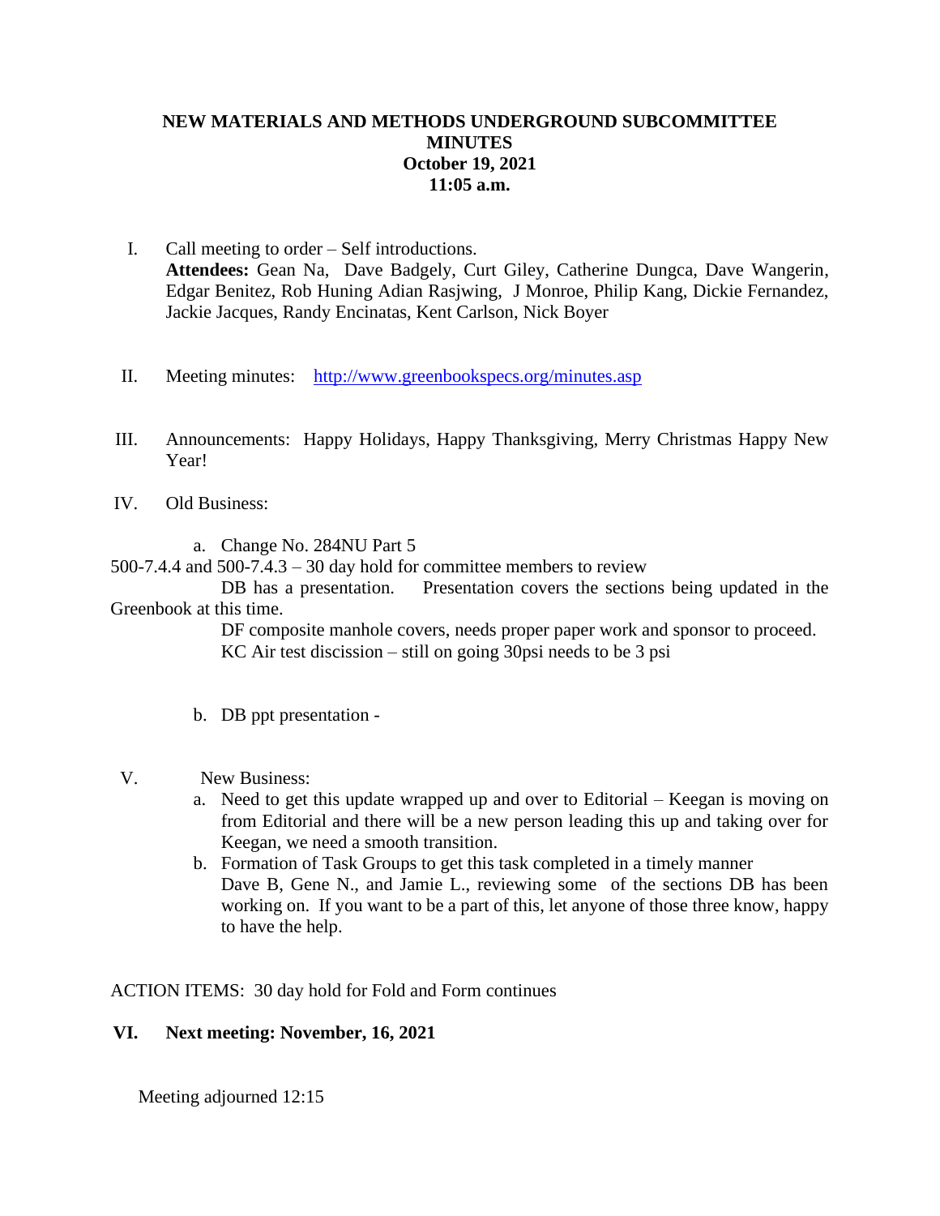# NEW MATERIALS AND METHODS UNDERGROUND SUBCOMMITTEE MINUTES
## October 19, 2021
## 11:05 a.m.

I. Call meeting to order – Self introductions.
**Attendees:** Gean Na, Dave Badgely, Curt Giley, Catherine Dungca, Dave Wangerin, Edgar Benitez, Rob Huning Adian Rasjwing, J Monroe, Philip Kang, Dickie Fernandez, Jackie Jacques, Randy Encinatas, Kent Carlson, Nick Boyer

II. Meeting minutes: http://www.greenbookspecs.org/minutes.asp

III. Announcements: Happy Holidays, Happy Thanksgiving, Merry Christmas Happy New Year!

IV. Old Business:

a. Change No. 284NU Part 5

500-7.4.4 and 500-7.4.3 – 30 day hold for committee members to review

DB has a presentation. Presentation covers the sections being updated in the Greenbook at this time.

DF composite manhole covers, needs proper paper work and sponsor to proceed.

KC Air test discission – still on going 30psi needs to be 3 psi

b. DB ppt presentation -

V. New Business:

a. Need to get this update wrapped up and over to Editorial – Keegan is moving on from Editorial and there will be a new person leading this up and taking over for Keegan, we need a smooth transition.

b. Formation of Task Groups to get this task completed in a timely manner
Dave B, Gene N., and Jamie L., reviewing some of the sections DB has been working on. If you want to be a part of this, let anyone of those three know, happy to have the help.

ACTION ITEMS: 30 day hold for Fold and Form continues

**VI. Next meeting: November, 16, 2021**

Meeting adjourned 12:15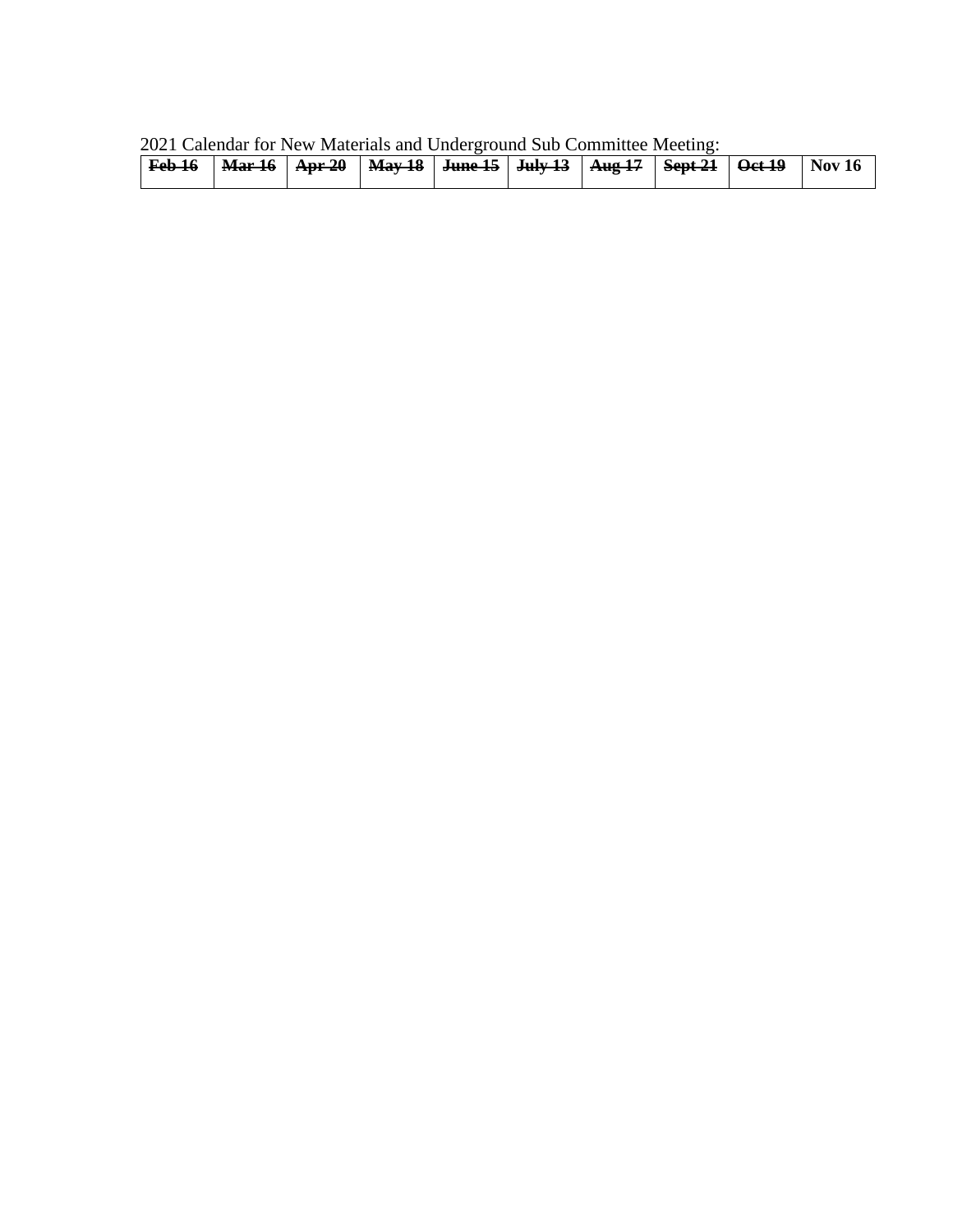2021 Calendar for New Materials and Underground Sub Committee Meeting:

| | | | | | | | | | |
|---|---|---|---|---|---|---|---|---|---|
| **~~Feb 16~~** | **~~Mar 16~~** | **~~Apr 20~~** | **~~May 18~~** | **~~June 15~~** | **~~July 13~~** | **~~Aug 17~~** | **~~Sept 21~~** | **~~Oct 19~~** | **Nov 16** |